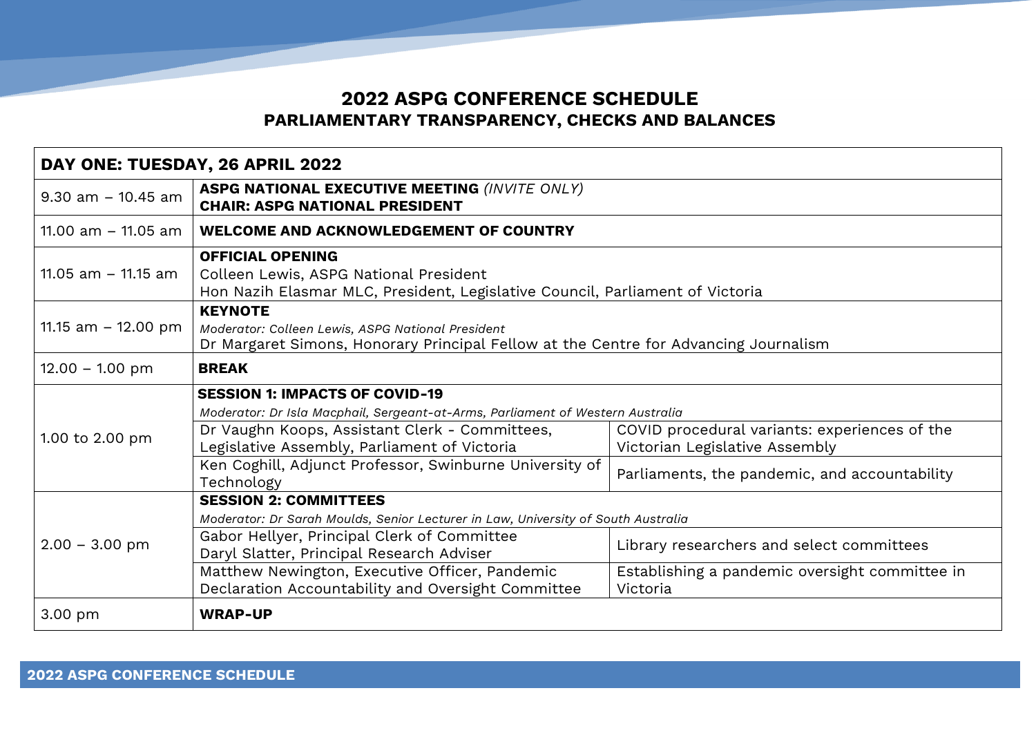# 2022 ASPG CONFERENCE SCHEDULE

## PARLIAMENTARY TRANSPARENCY, CHECKS AND BALANCES

| DAY ONE: TUESDAY, 26 APRIL 2022 | | |
|---|---|---|
| 9.30 am – 10.45 am | **ASPG NATIONAL EXECUTIVE MEETING** *(INVITE ONLY)*<br>**CHAIR: ASPG NATIONAL PRESIDENT** | |
| 11.00 am – 11.05 am | **WELCOME AND ACKNOWLEDGEMENT OF COUNTRY** | |
| 11.05 am – 11.15 am | **OFFICIAL OPENING**<br>Colleen Lewis, ASPG National President<br>Hon Nazih Elasmar MLC, President, Legislative Council, Parliament of Victoria | |
| 11.15 am – 12.00 pm | **KEYNOTE**<br>*Moderator: Colleen Lewis, ASPG National President*<br>Dr Margaret Simons, Honorary Principal Fellow at the Centre for Advancing Journalism | |
| 12.00 – 1.00 pm | **BREAK** | |
| 1.00 to 2.00 pm | **SESSION 1: IMPACTS OF COVID-19**<br>*Moderator: Dr Isla Macphail, Sergeant-at-Arms, Parliament of Western Australia* | |
| | Dr Vaughn Koops, Assistant Clerk - Committees, Legislative Assembly, Parliament of Victoria | COVID procedural variants: experiences of the Victorian Legislative Assembly |
| | Ken Coghill, Adjunct Professor, Swinburne University of Technology | Parliaments, the pandemic, and accountability |
| 2.00 – 3.00 pm | **SESSION 2: COMMITTEES**<br>*Moderator: Dr Sarah Moulds, Senior Lecturer in Law, University of South Australia* | |
| | Gabor Hellyer, Principal Clerk of Committee<br>Daryl Slatter, Principal Research Adviser | Library researchers and select committees |
| | Matthew Newington, Executive Officer, Pandemic Declaration Accountability and Oversight Committee | Establishing a pandemic oversight committee in Victoria |
| 3.00 pm | **WRAP-UP** | |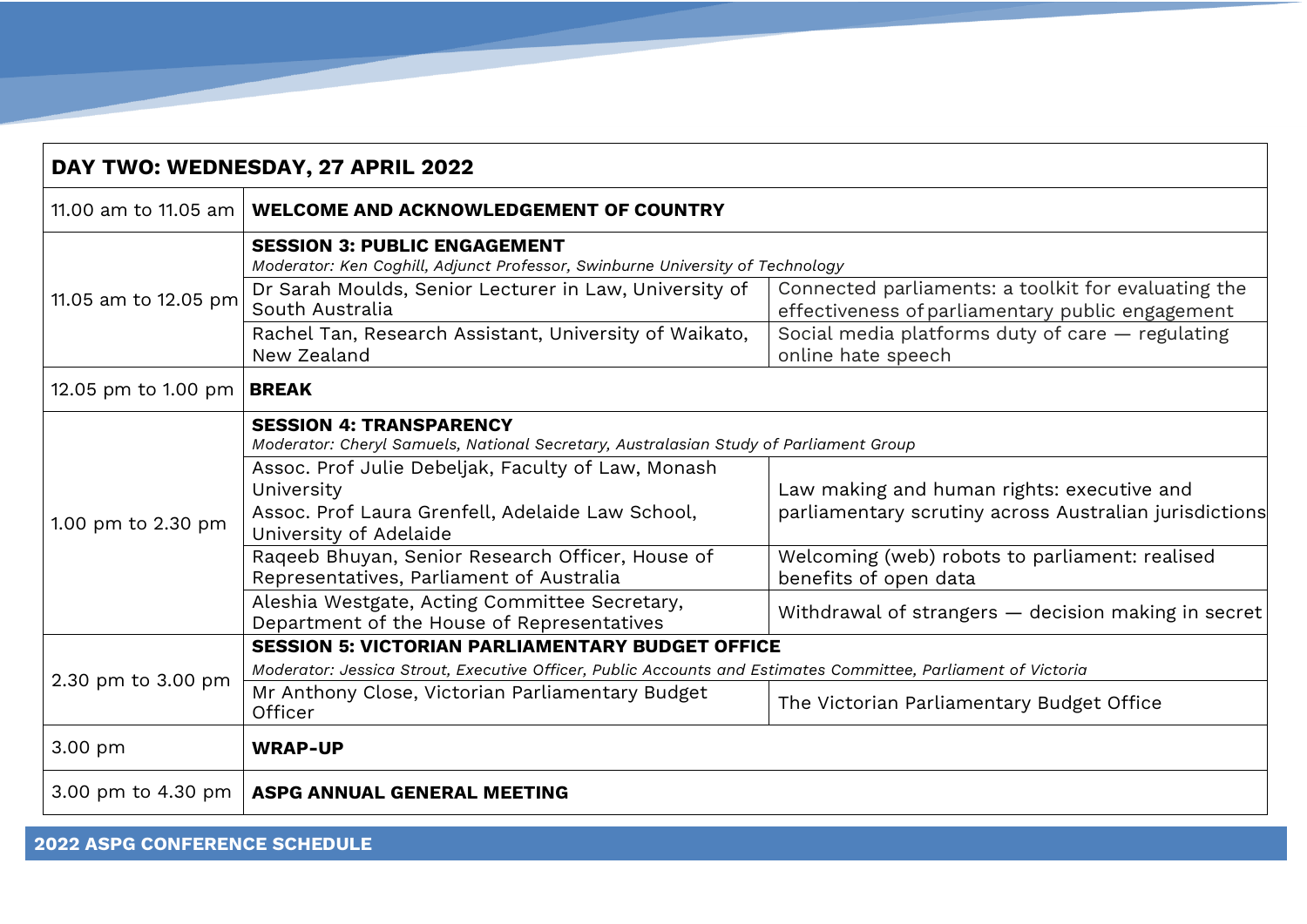| DAY TWO: WEDNESDAY, 27 APRIL 2022 | | |
|---|---|---|
| 11.00 am to 11.05 am | **WELCOME AND ACKNOWLEDGEMENT OF COUNTRY** | |
| 11.05 am to 12.05 pm | **SESSION 3: PUBLIC ENGAGEMENT**<br>*Moderator: Ken Coghill, Adjunct Professor, Swinburne University of Technology* | |
| | Dr Sarah Moulds, Senior Lecturer in Law, University of South Australia | Connected parliaments: a toolkit for evaluating the effectiveness of parliamentary public engagement |
| | Rachel Tan, Research Assistant, University of Waikato, New Zealand | Social media platforms duty of care — regulating online hate speech |
| 12.05 pm to 1.00 pm | **BREAK** | |
| 1.00 pm to 2.30 pm | **SESSION 4: TRANSPARENCY**<br>*Moderator: Cheryl Samuels, National Secretary, Australasian Study of Parliament Group* | |
| | Assoc. Prof Julie Debeljak, Faculty of Law, Monash University<br>Assoc. Prof Laura Grenfell, Adelaide Law School, University of Adelaide | Law making and human rights: executive and parliamentary scrutiny across Australian jurisdictions |
| | Raqeeb Bhuyan, Senior Research Officer, House of Representatives, Parliament of Australia | Welcoming (web) robots to parliament: realised benefits of open data |
| | Aleshia Westgate, Acting Committee Secretary, Department of the House of Representatives | Withdrawal of strangers — decision making in secret |
| 2.30 pm to 3.00 pm | **SESSION 5: VICTORIAN PARLIAMENTARY BUDGET OFFICE**<br>*Moderator: Jessica Strout, Executive Officer, Public Accounts and Estimates Committee, Parliament of Victoria* | |
| | Mr Anthony Close, Victorian Parliamentary Budget Officer | The Victorian Parliamentary Budget Office |
| 3.00 pm | **WRAP-UP** | |
| 3.00 pm to 4.30 pm | **ASPG ANNUAL GENERAL MEETING** | |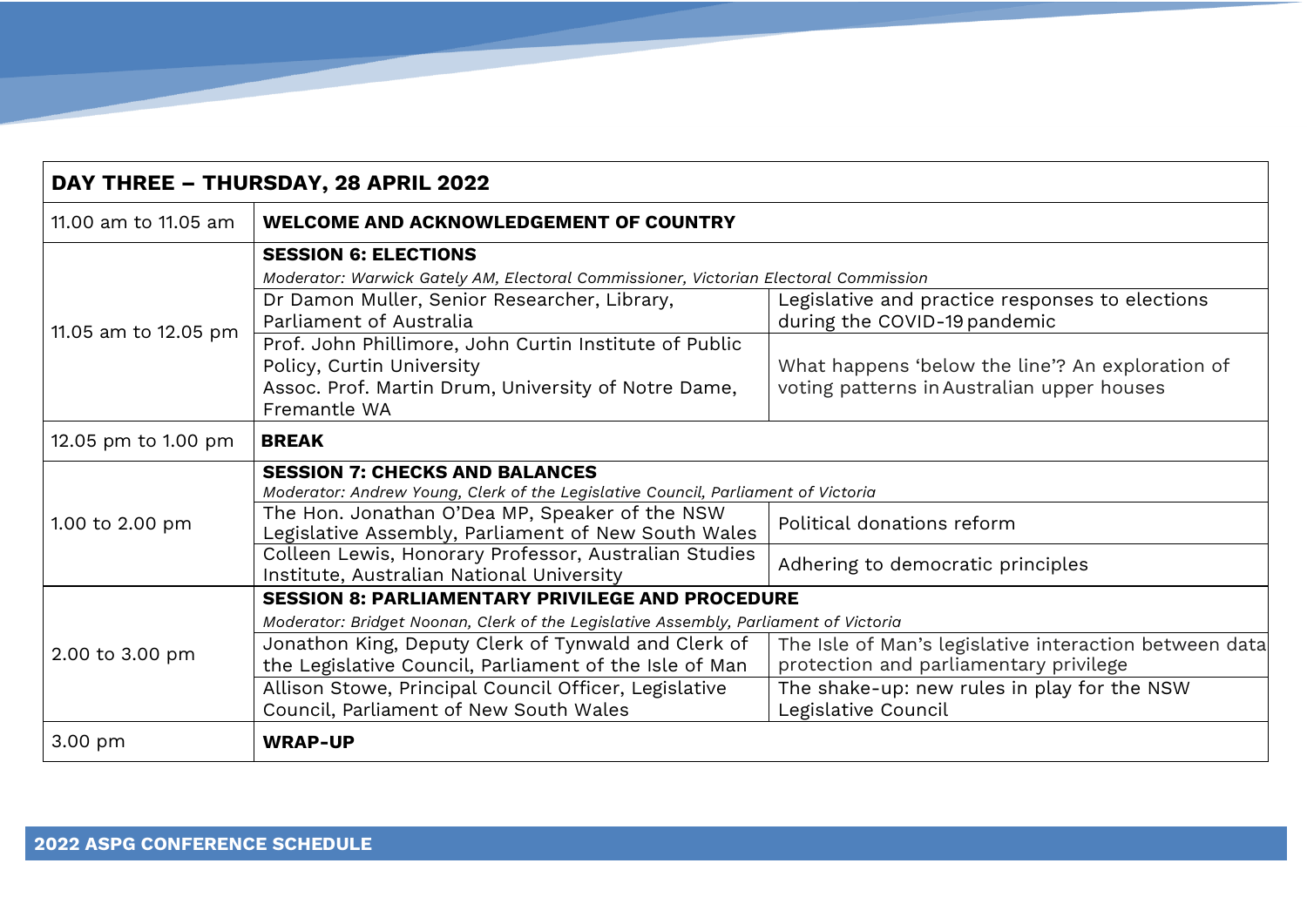| DAY THREE – THURSDAY, 28 APRIL 2022 | | |
|---|---|---|
| 11.00 am to 11.05 am | **WELCOME AND ACKNOWLEDGEMENT OF COUNTRY** | |
| 11.05 am to 12.05 pm | **SESSION 6: ELECTIONS**<br>*Moderator: Warwick Gately AM, Electoral Commissioner, Victorian Electoral Commission* | |
| | Dr Damon Muller, Senior Researcher, Library, Parliament of Australia | Legislative and practice responses to elections during the COVID-19 pandemic |
| | Prof. John Phillimore, John Curtin Institute of Public Policy, Curtin University<br>Assoc. Prof. Martin Drum, University of Notre Dame, Fremantle WA | What happens 'below the line'? An exploration of voting patterns in Australian upper houses |
| 12.05 pm to 1.00 pm | **BREAK** | |
| 1.00 to 2.00 pm | **SESSION 7: CHECKS AND BALANCES**<br>*Moderator: Andrew Young, Clerk of the Legislative Council, Parliament of Victoria* | |
| | The Hon. Jonathan O'Dea MP, Speaker of the NSW Legislative Assembly, Parliament of New South Wales | Political donations reform |
| | Colleen Lewis, Honorary Professor, Australian Studies Institute, Australian National University | Adhering to democratic principles |
| 2.00 to 3.00 pm | **SESSION 8: PARLIAMENTARY PRIVILEGE AND PROCEDURE**<br>*Moderator: Bridget Noonan, Clerk of the Legislative Assembly, Parliament of Victoria* | |
| | Jonathon King, Deputy Clerk of Tynwald and Clerk of the Legislative Council, Parliament of the Isle of Man | The Isle of Man's legislative interaction between data protection and parliamentary privilege |
| | Allison Stowe, Principal Council Officer, Legislative Council, Parliament of New South Wales | The shake-up: new rules in play for the NSW Legislative Council |
| 3.00 pm | **WRAP-UP** | |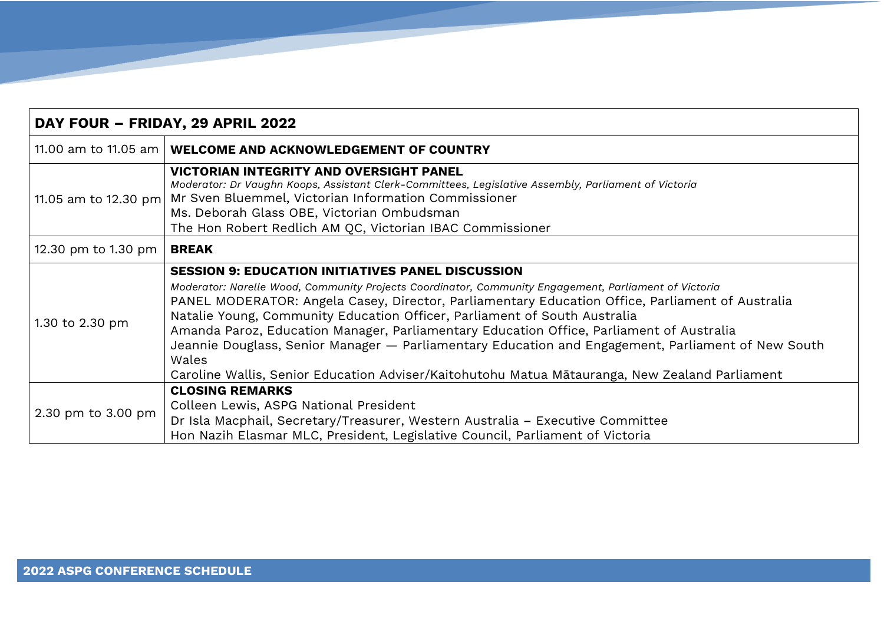| DAY FOUR – FRIDAY, 29 APRIL 2022 | |
|---|---|
| 11.00 am to 11.05 am | **WELCOME AND ACKNOWLEDGEMENT OF COUNTRY** |
| 11.05 am to 12.30 pm | **VICTORIAN INTEGRITY AND OVERSIGHT PANEL**<br>*Moderator: Dr Vaughn Koops, Assistant Clerk-Committees, Legislative Assembly, Parliament of Victoria*<br>Mr Sven Bluemmel, Victorian Information Commissioner<br>Ms. Deborah Glass OBE, Victorian Ombudsman<br>The Hon Robert Redlich AM QC, Victorian IBAC Commissioner |
| 12.30 pm to 1.30 pm | **BREAK** |
| 1.30 to 2.30 pm | **SESSION 9: EDUCATION INITIATIVES PANEL DISCUSSION**<br>*Moderator: Narelle Wood, Community Projects Coordinator, Community Engagement, Parliament of Victoria*<br>PANEL MODERATOR: Angela Casey, Director, Parliamentary Education Office, Parliament of Australia<br>Natalie Young, Community Education Officer, Parliament of South Australia<br>Amanda Paroz, Education Manager, Parliamentary Education Office, Parliament of Australia<br>Jeannie Douglass, Senior Manager — Parliamentary Education and Engagement, Parliament of New South Wales<br>Caroline Wallis, Senior Education Adviser/Kaitohutohu Matua Mātauranga, New Zealand Parliament |
| 2.30 pm to 3.00 pm | **CLOSING REMARKS**<br>Colleen Lewis, ASPG National President<br>Dr Isla Macphail, Secretary/Treasurer, Western Australia – Executive Committee<br>Hon Nazih Elasmar MLC, President, Legislative Council, Parliament of Victoria |